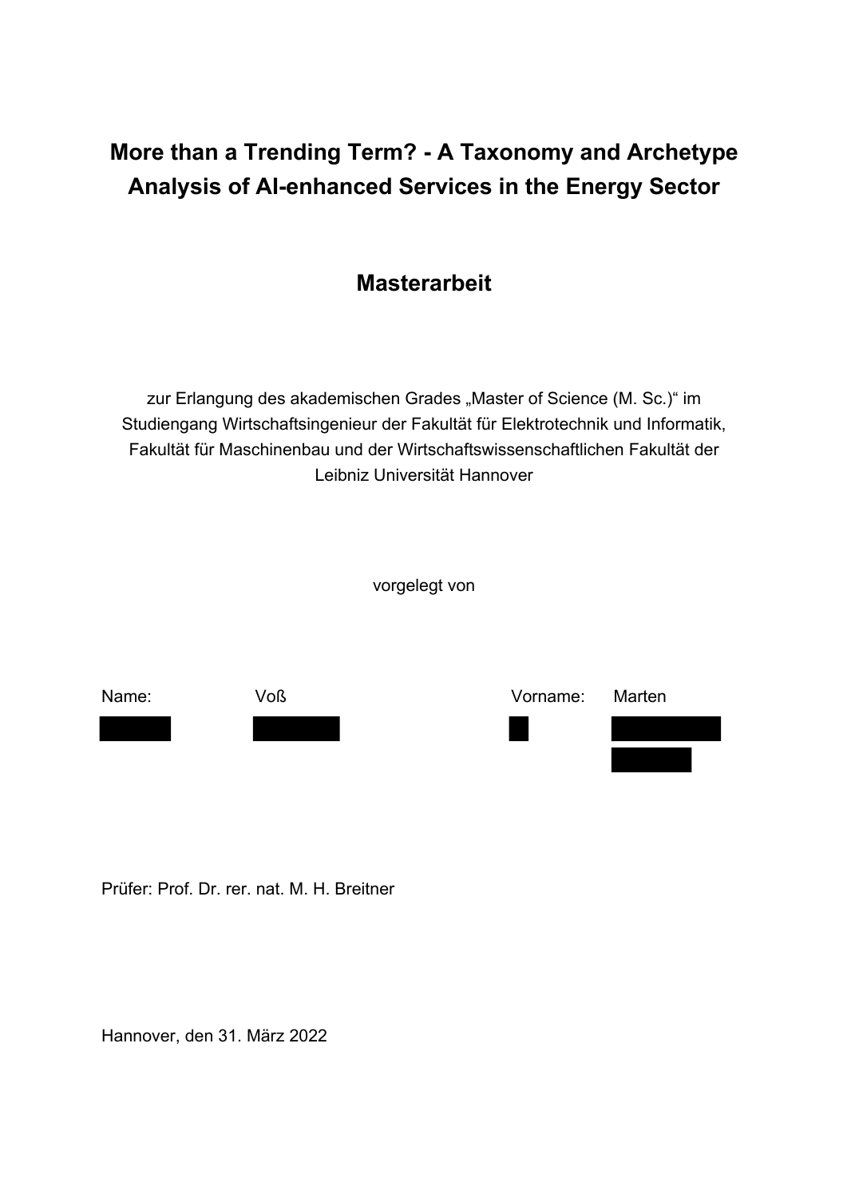# More than a Trending Term? - A Taxonomy and Archetype Analysis of AI-enhanced Services in the Energy Sector

## Masterarbeit

zur Erlangung des akademischen Grades „Master of Science (M. Sc.)“ im Studiengang Wirtschaftsingenieur der Fakultät für Elektrotechnik und Informatik, Fakultät für Maschinenbau und der Wirtschaftswissenschaftlichen Fakultät der Leibniz Universität Hannover

vorgelegt von

Name: Voß    Vorname: Marten

Prüfer: Prof. Dr. rer. nat. M. H. Breitner

Hannover, den 31. März 2022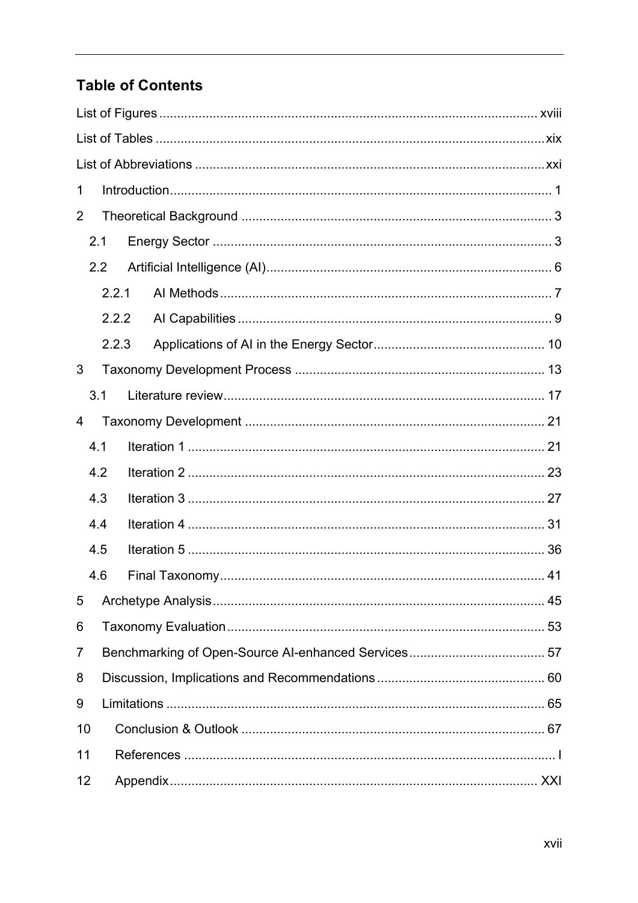## Table of Contents

List of Figures ........................................................................................................ xviii

List of Tables ............................................................................................................xix

List of Abbreviations ................................................................................................xxi

1 Introduction......................................................................................................... 1

2 Theoretical Background ...................................................................................... 3

2.1 Energy Sector ............................................................................................. 3

2.2 Artificial Intelligence (AI).............................................................................. 6

2.2.1 AI Methods........................................................................................... 7

2.2.2 AI Capabilities ...................................................................................... 9

2.2.3 Applications of AI in the Energy Sector............................................... 10

3 Taxonomy Development Process ..................................................................... 13

3.1 Literature review........................................................................................ 17

4 Taxonomy Development .................................................................................. 21

4.1 Iteration 1 .................................................................................................. 21

4.2 Iteration 2 .................................................................................................. 23

4.3 Iteration 3 .................................................................................................. 27

4.4 Iteration 4 .................................................................................................. 31

4.5 Iteration 5 .................................................................................................. 36

4.6 Final Taxonomy.......................................................................................... 41

5 Archetype Analysis............................................................................................ 45

6 Taxonomy Evaluation........................................................................................ 53

7 Benchmarking of Open-Source AI-enhanced Services...................................... 57

8 Discussion, Implications and Recommendations .............................................. 60

9 Limitations ......................................................................................................... 65

10 Conclusion & Outlook .................................................................................... 67

11 References ....................................................................................................... I

12 Appendix...................................................................................................... XXI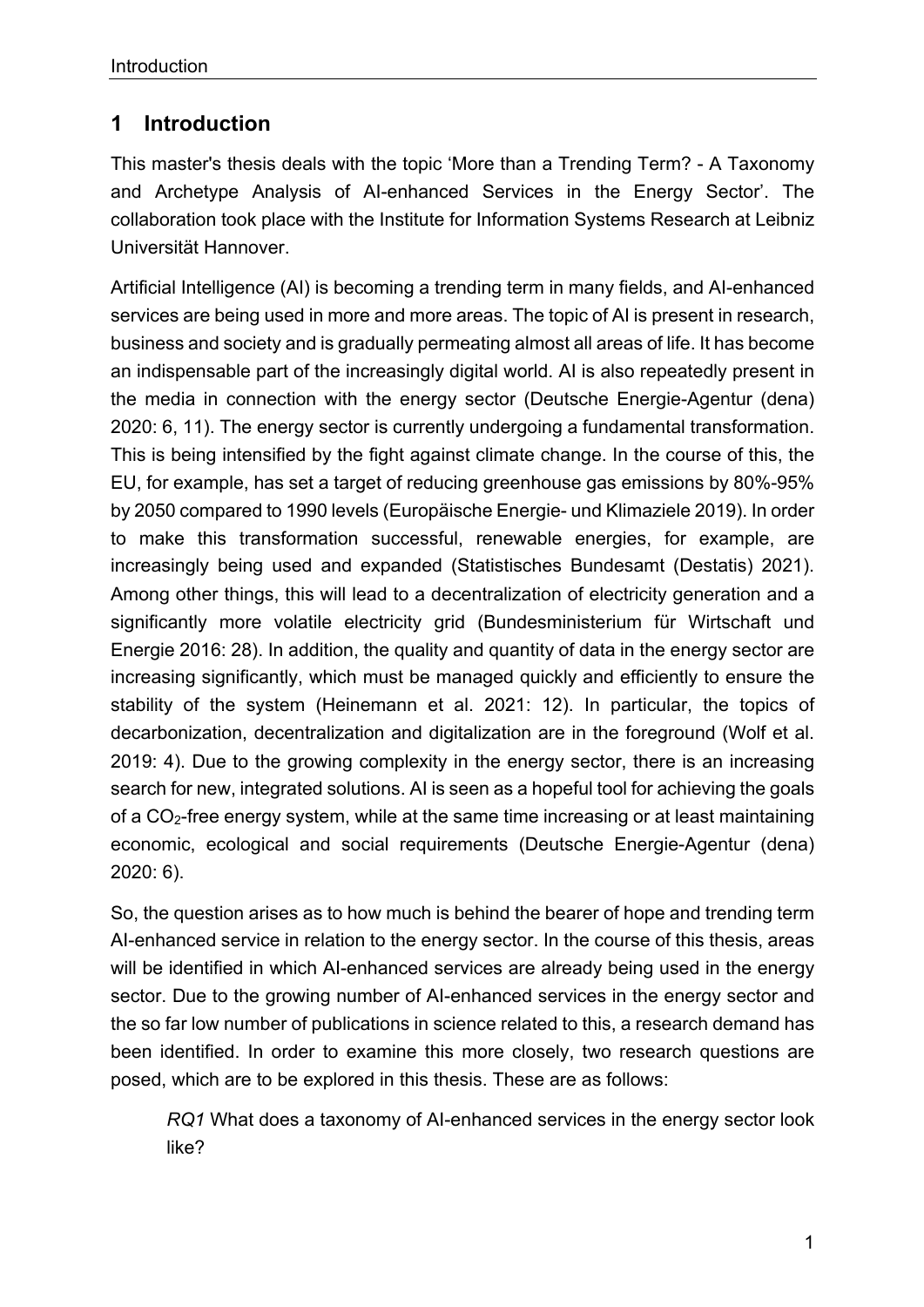# 1 Introduction

This master's thesis deals with the topic 'More than a Trending Term? - A Taxonomy and Archetype Analysis of AI-enhanced Services in the Energy Sector'. The collaboration took place with the Institute for Information Systems Research at Leibniz Universität Hannover.

Artificial Intelligence (AI) is becoming a trending term in many fields, and AI-enhanced services are being used in more and more areas. The topic of AI is present in research, business and society and is gradually permeating almost all areas of life. It has become an indispensable part of the increasingly digital world. AI is also repeatedly present in the media in connection with the energy sector (Deutsche Energie-Agentur (dena) 2020: 6, 11). The energy sector is currently undergoing a fundamental transformation. This is being intensified by the fight against climate change. In the course of this, the EU, for example, has set a target of reducing greenhouse gas emissions by 80%-95% by 2050 compared to 1990 levels (Europäische Energie- und Klimaziele 2019). In order to make this transformation successful, renewable energies, for example, are increasingly being used and expanded (Statistisches Bundesamt (Destatis) 2021). Among other things, this will lead to a decentralization of electricity generation and a significantly more volatile electricity grid (Bundesministerium für Wirtschaft und Energie 2016: 28). In addition, the quality and quantity of data in the energy sector are increasing significantly, which must be managed quickly and efficiently to ensure the stability of the system (Heinemann et al. 2021: 12). In particular, the topics of decarbonization, decentralization and digitalization are in the foreground (Wolf et al. 2019: 4). Due to the growing complexity in the energy sector, there is an increasing search for new, integrated solutions. AI is seen as a hopeful tool for achieving the goals of a $CO_2$-free energy system, while at the same time increasing or at least maintaining economic, ecological and social requirements (Deutsche Energie-Agentur (dena) 2020: 6).

So, the question arises as to how much is behind the bearer of hope and trending term AI-enhanced service in relation to the energy sector. In the course of this thesis, areas will be identified in which AI-enhanced services are already being used in the energy sector. Due to the growing number of AI-enhanced services in the energy sector and the so far low number of publications in science related to this, a research demand has been identified. In order to examine this more closely, two research questions are posed, which are to be explored in this thesis. These are as follows:

> *RQ1* What does a taxonomy of AI-enhanced services in the energy sector look like?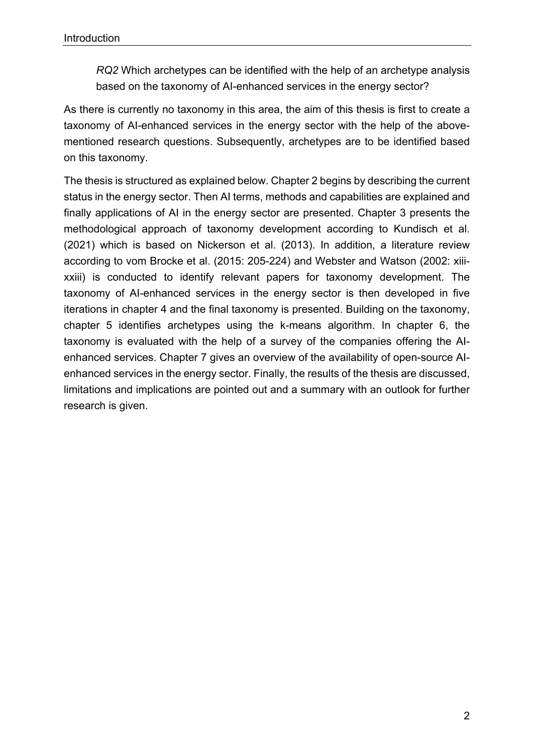*RQ2* Which archetypes can be identified with the help of an archetype analysis based on the taxonomy of AI-enhanced services in the energy sector?

As there is currently no taxonomy in this area, the aim of this thesis is first to create a taxonomy of AI-enhanced services in the energy sector with the help of the above-mentioned research questions. Subsequently, archetypes are to be identified based on this taxonomy.

The thesis is structured as explained below. Chapter 2 begins by describing the current status in the energy sector. Then AI terms, methods and capabilities are explained and finally applications of AI in the energy sector are presented. Chapter 3 presents the methodological approach of taxonomy development according to Kundisch et al. (2021) which is based on Nickerson et al. (2013). In addition, a literature review according to vom Brocke et al. (2015: 205-224) and Webster and Watson (2002: xiii-xxiii) is conducted to identify relevant papers for taxonomy development. The taxonomy of AI-enhanced services in the energy sector is then developed in five iterations in chapter 4 and the final taxonomy is presented. Building on the taxonomy, chapter 5 identifies archetypes using the k-means algorithm. In chapter 6, the taxonomy is evaluated with the help of a survey of the companies offering the AI-enhanced services. Chapter 7 gives an overview of the availability of open-source AI-enhanced services in the energy sector. Finally, the results of the thesis are discussed, limitations and implications are pointed out and a summary with an outlook for further research is given.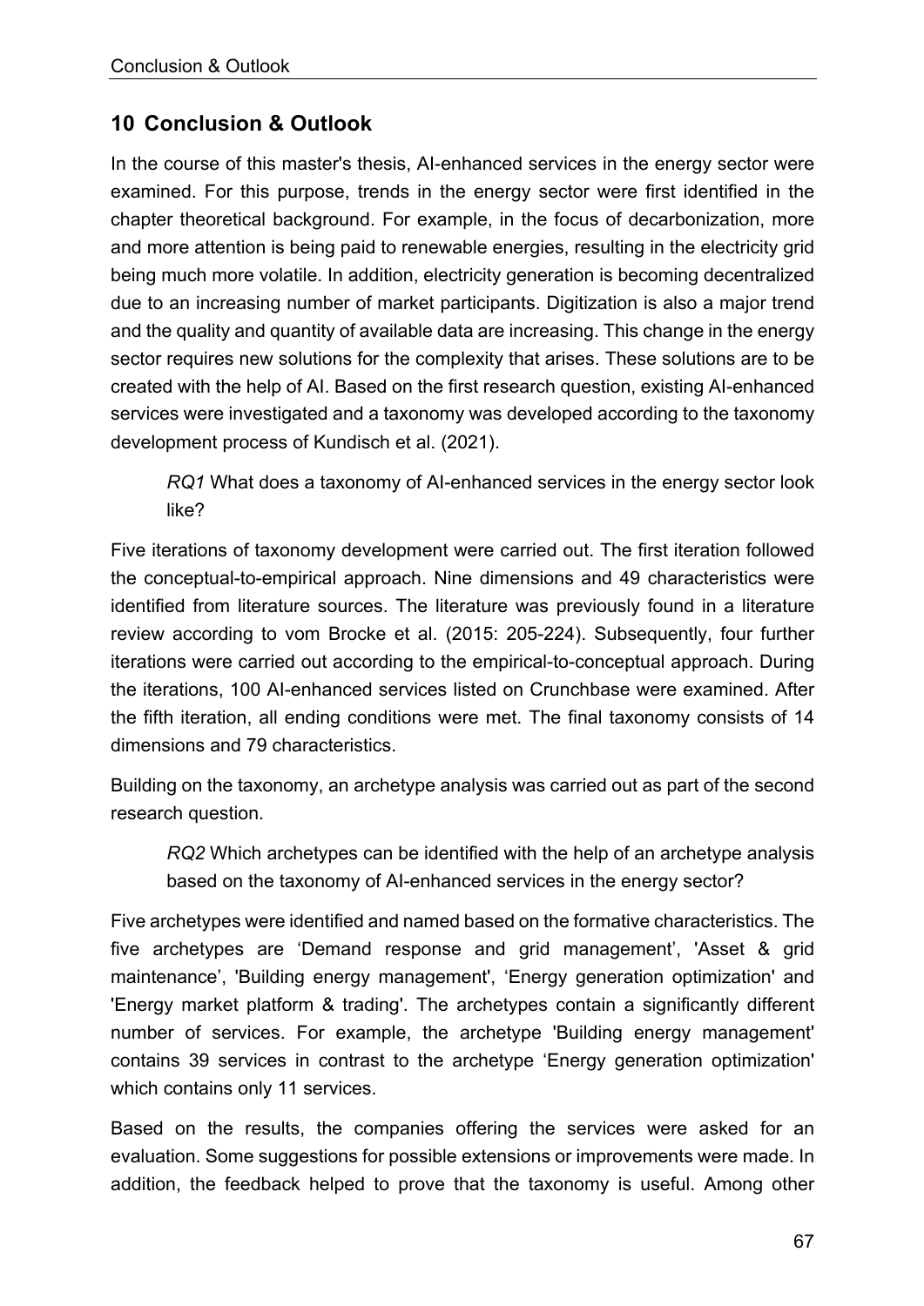# 10 Conclusion & Outlook

In the course of this master's thesis, AI-enhanced services in the energy sector were examined. For this purpose, trends in the energy sector were first identified in the chapter theoretical background. For example, in the focus of decarbonization, more and more attention is being paid to renewable energies, resulting in the electricity grid being much more volatile. In addition, electricity generation is becoming decentralized due to an increasing number of market participants. Digitization is also a major trend and the quality and quantity of available data are increasing. This change in the energy sector requires new solutions for the complexity that arises. These solutions are to be created with the help of AI. Based on the first research question, existing AI-enhanced services were investigated and a taxonomy was developed according to the taxonomy development process of Kundisch et al. (2021).

> *RQ1* What does a taxonomy of AI-enhanced services in the energy sector look like?

Five iterations of taxonomy development were carried out. The first iteration followed the conceptual-to-empirical approach. Nine dimensions and 49 characteristics were identified from literature sources. The literature was previously found in a literature review according to vom Brocke et al. (2015: 205-224). Subsequently, four further iterations were carried out according to the empirical-to-conceptual approach. During the iterations, 100 AI-enhanced services listed on Crunchbase were examined. After the fifth iteration, all ending conditions were met. The final taxonomy consists of 14 dimensions and 79 characteristics.

Building on the taxonomy, an archetype analysis was carried out as part of the second research question.

> *RQ2* Which archetypes can be identified with the help of an archetype analysis based on the taxonomy of AI-enhanced services in the energy sector?

Five archetypes were identified and named based on the formative characteristics. The five archetypes are 'Demand response and grid management', 'Asset & grid maintenance', 'Building energy management', 'Energy generation optimization' and 'Energy market platform & trading'. The archetypes contain a significantly different number of services. For example, the archetype 'Building energy management' contains 39 services in contrast to the archetype 'Energy generation optimization' which contains only 11 services.

Based on the results, the companies offering the services were asked for an evaluation. Some suggestions for possible extensions or improvements were made. In addition, the feedback helped to prove that the taxonomy is useful. Among other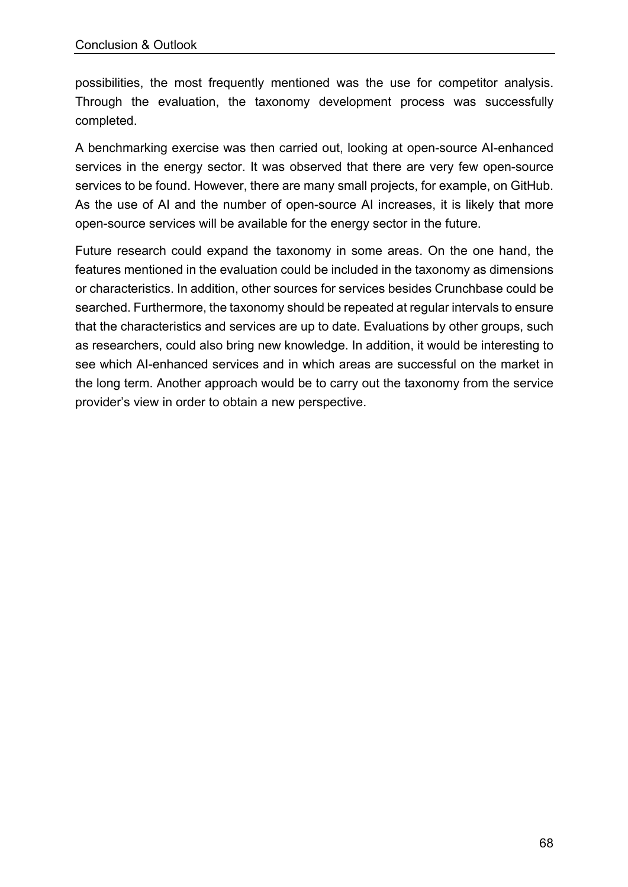possibilities, the most frequently mentioned was the use for competitor analysis. Through the evaluation, the taxonomy development process was successfully completed.

A benchmarking exercise was then carried out, looking at open-source AI-enhanced services in the energy sector. It was observed that there are very few open-source services to be found. However, there are many small projects, for example, on GitHub. As the use of AI and the number of open-source AI increases, it is likely that more open-source services will be available for the energy sector in the future.

Future research could expand the taxonomy in some areas. On the one hand, the features mentioned in the evaluation could be included in the taxonomy as dimensions or characteristics. In addition, other sources for services besides Crunchbase could be searched. Furthermore, the taxonomy should be repeated at regular intervals to ensure that the characteristics and services are up to date. Evaluations by other groups, such as researchers, could also bring new knowledge. In addition, it would be interesting to see which AI-enhanced services and in which areas are successful on the market in the long term. Another approach would be to carry out the taxonomy from the service provider's view in order to obtain a new perspective.